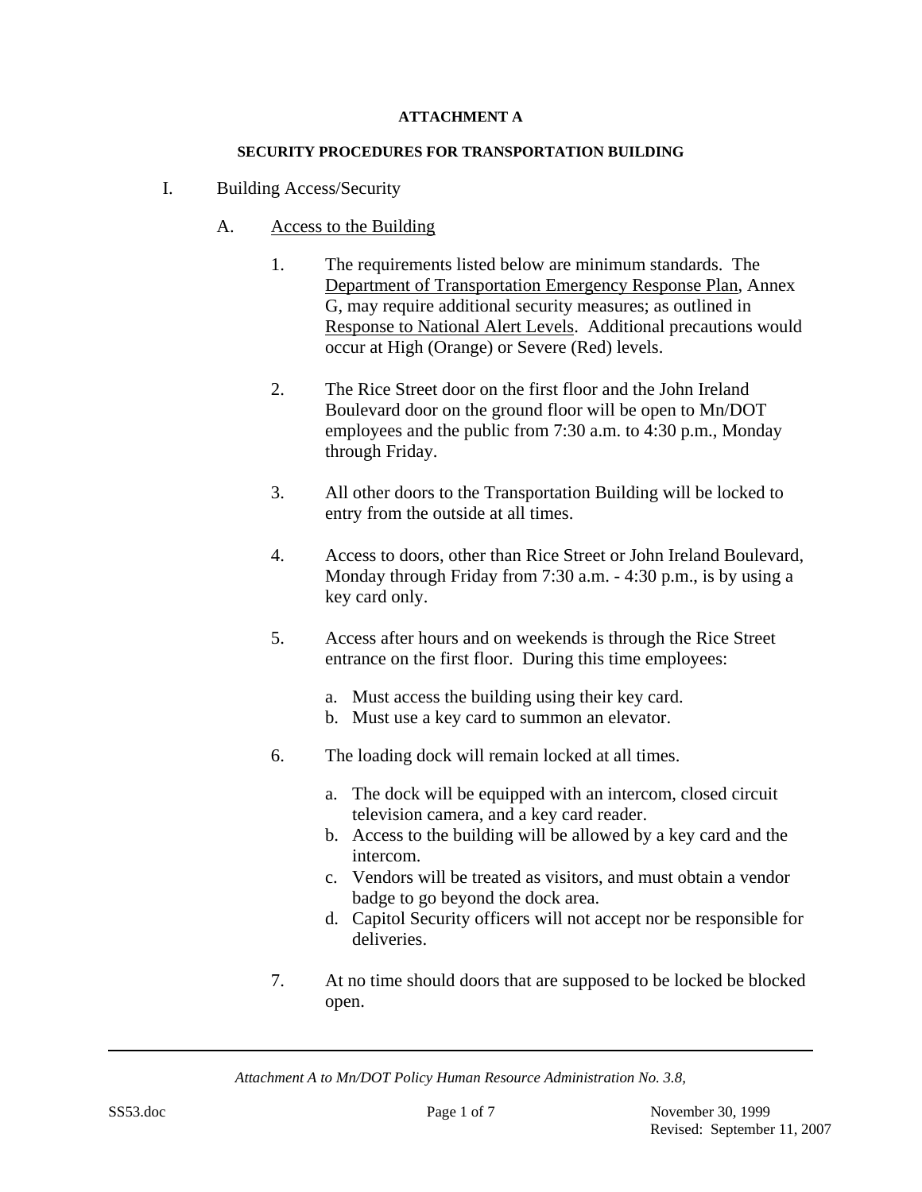**ATTACHMENT A**

**SECURITY PROCEDURES FOR TRANSPORTATION BUILDING**

I. Building Access/Security

A. Access to the Building

1. The requirements listed below are minimum standards. The Department of Transportation Emergency Response Plan, Annex G, may require additional security measures; as outlined in Response to National Alert Levels. Additional precautions would occur at High (Orange) or Severe (Red) levels.

2. The Rice Street door on the first floor and the John Ireland Boulevard door on the ground floor will be open to Mn/DOT employees and the public from 7:30 a.m. to 4:30 p.m., Monday through Friday.

3. All other doors to the Transportation Building will be locked to entry from the outside at all times.

4. Access to doors, other than Rice Street or John Ireland Boulevard, Monday through Friday from 7:30 a.m. - 4:30 p.m., is by using a key card only.

5. Access after hours and on weekends is through the Rice Street entrance on the first floor. During this time employees:

   a. Must access the building using their key card.
   b. Must use a key card to summon an elevator.

6. The loading dock will remain locked at all times.

   a. The dock will be equipped with an intercom, closed circuit television camera, and a key card reader.
   b. Access to the building will be allowed by a key card and the intercom.
   c. Vendors will be treated as visitors, and must obtain a vendor badge to go beyond the dock area.
   d. Capitol Security officers will not accept nor be responsible for deliveries.

7. At no time should doors that are supposed to be locked be blocked open.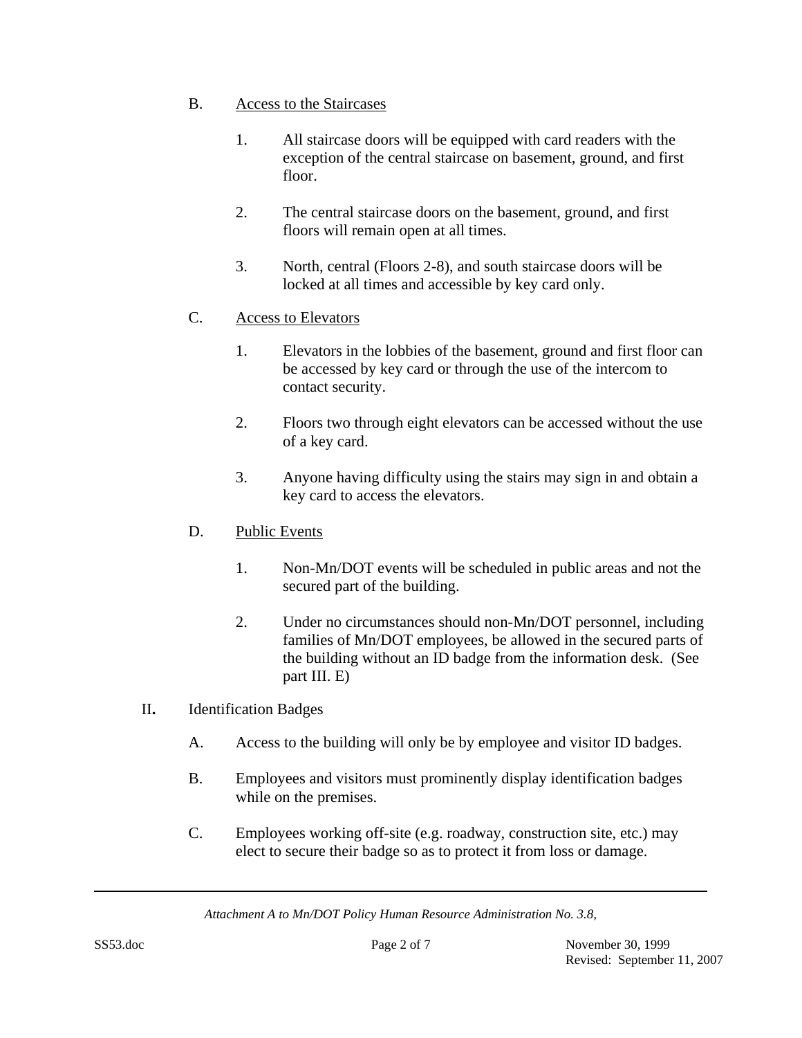B. Access to the Staircases

1. All staircase doors will be equipped with card readers with the exception of the central staircase on basement, ground, and first floor.

2. The central staircase doors on the basement, ground, and first floors will remain open at all times.

3. North, central (Floors 2-8), and south staircase doors will be locked at all times and accessible by key card only.

C. Access to Elevators

1. Elevators in the lobbies of the basement, ground and first floor can be accessed by key card or through the use of the intercom to contact security.

2. Floors two through eight elevators can be accessed without the use of a key card.

3. Anyone having difficulty using the stairs may sign in and obtain a key card to access the elevators.

D. Public Events

1. Non-Mn/DOT events will be scheduled in public areas and not the secured part of the building.

2. Under no circumstances should non-Mn/DOT personnel, including families of Mn/DOT employees, be allowed in the secured parts of the building without an ID badge from the information desk. (See part III. E)

II. Identification Badges

A. Access to the building will only be by employee and visitor ID badges.

B. Employees and visitors must prominently display identification badges while on the premises.

C. Employees working off-site (e.g. roadway, construction site, etc.) may elect to secure their badge so as to protect it from loss or damage.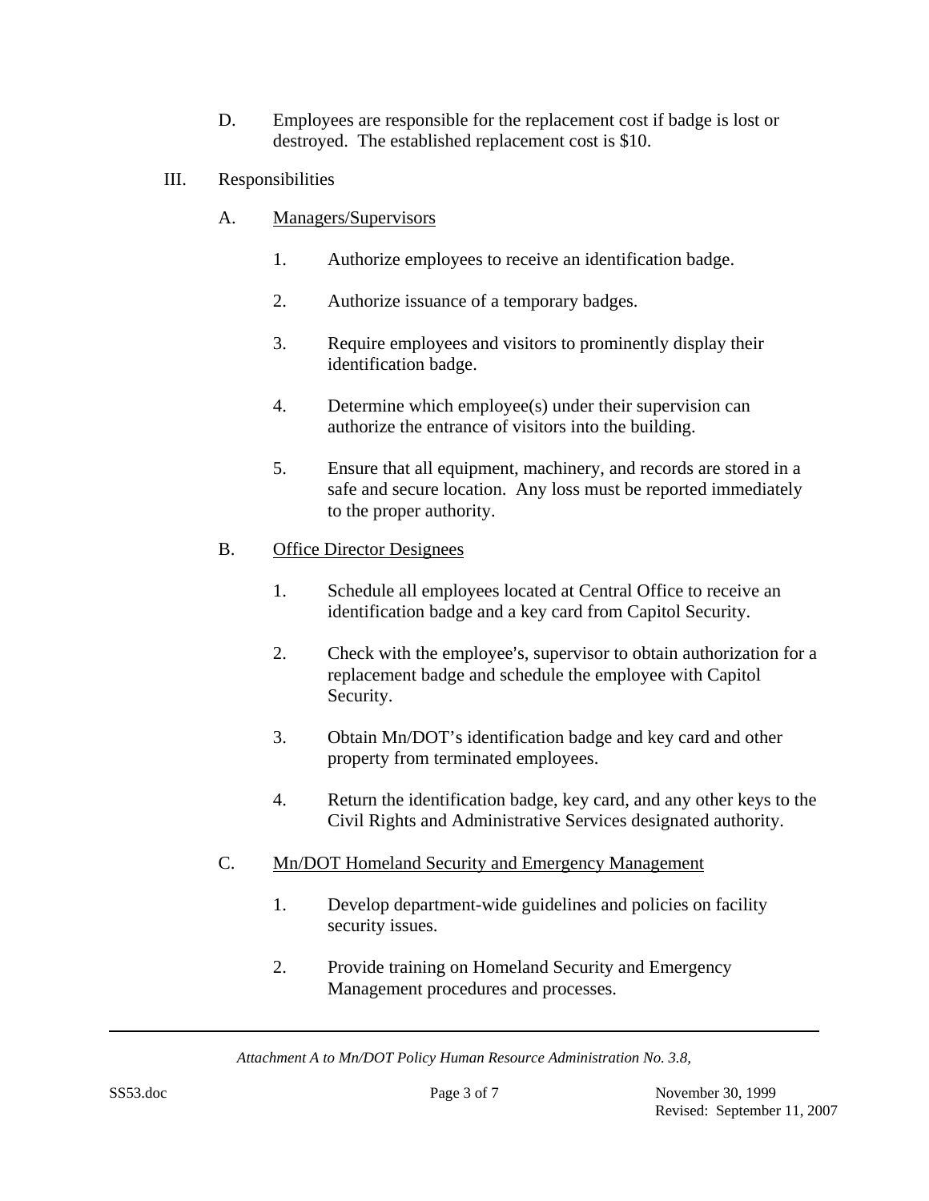D. Employees are responsible for the replacement cost if badge is lost or destroyed. The established replacement cost is $10.

III. Responsibilities

A. <u>Managers/Supervisors</u>

1. Authorize employees to receive an identification badge.

2. Authorize issuance of a temporary badges.

3. Require employees and visitors to prominently display their identification badge.

4. Determine which employee(s) under their supervision can authorize the entrance of visitors into the building.

5. Ensure that all equipment, machinery, and records are stored in a safe and secure location. Any loss must be reported immediately to the proper authority.

B. <u>Office Director Designees</u>

1. Schedule all employees located at Central Office to receive an identification badge and a key card from Capitol Security.

2. Check with the employee's, supervisor to obtain authorization for a replacement badge and schedule the employee with Capitol Security.

3. Obtain Mn/DOT's identification badge and key card and other property from terminated employees.

4. Return the identification badge, key card, and any other keys to the Civil Rights and Administrative Services designated authority.

C. <u>Mn/DOT Homeland Security and Emergency Management</u>

1. Develop department-wide guidelines and policies on facility security issues.

2. Provide training on Homeland Security and Emergency Management procedures and processes.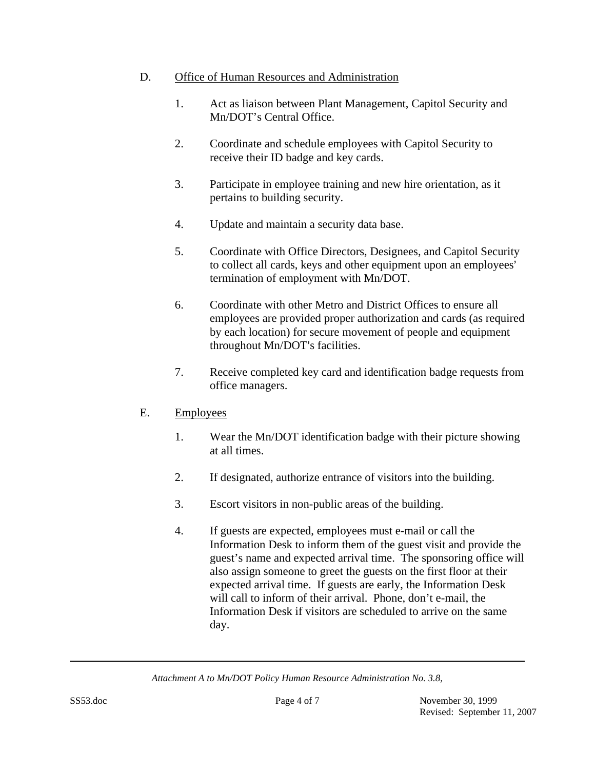D. Office of Human Resources and Administration

1. Act as liaison between Plant Management, Capitol Security and Mn/DOT's Central Office.

2. Coordinate and schedule employees with Capitol Security to receive their ID badge and key cards.

3. Participate in employee training and new hire orientation, as it pertains to building security.

4. Update and maintain a security data base.

5. Coordinate with Office Directors, Designees, and Capitol Security to collect all cards, keys and other equipment upon an employees' termination of employment with Mn/DOT.

6. Coordinate with other Metro and District Offices to ensure all employees are provided proper authorization and cards (as required by each location) for secure movement of people and equipment throughout Mn/DOT's facilities.

7. Receive completed key card and identification badge requests from office managers.

E. Employees

1. Wear the Mn/DOT identification badge with their picture showing at all times.

2. If designated, authorize entrance of visitors into the building.

3. Escort visitors in non-public areas of the building.

4. If guests are expected, employees must e-mail or call the Information Desk to inform them of the guest visit and provide the guest's name and expected arrival time. The sponsoring office will also assign someone to greet the guests on the first floor at their expected arrival time. If guests are early, the Information Desk will call to inform of their arrival. Phone, don't e-mail, the Information Desk if visitors are scheduled to arrive on the same day.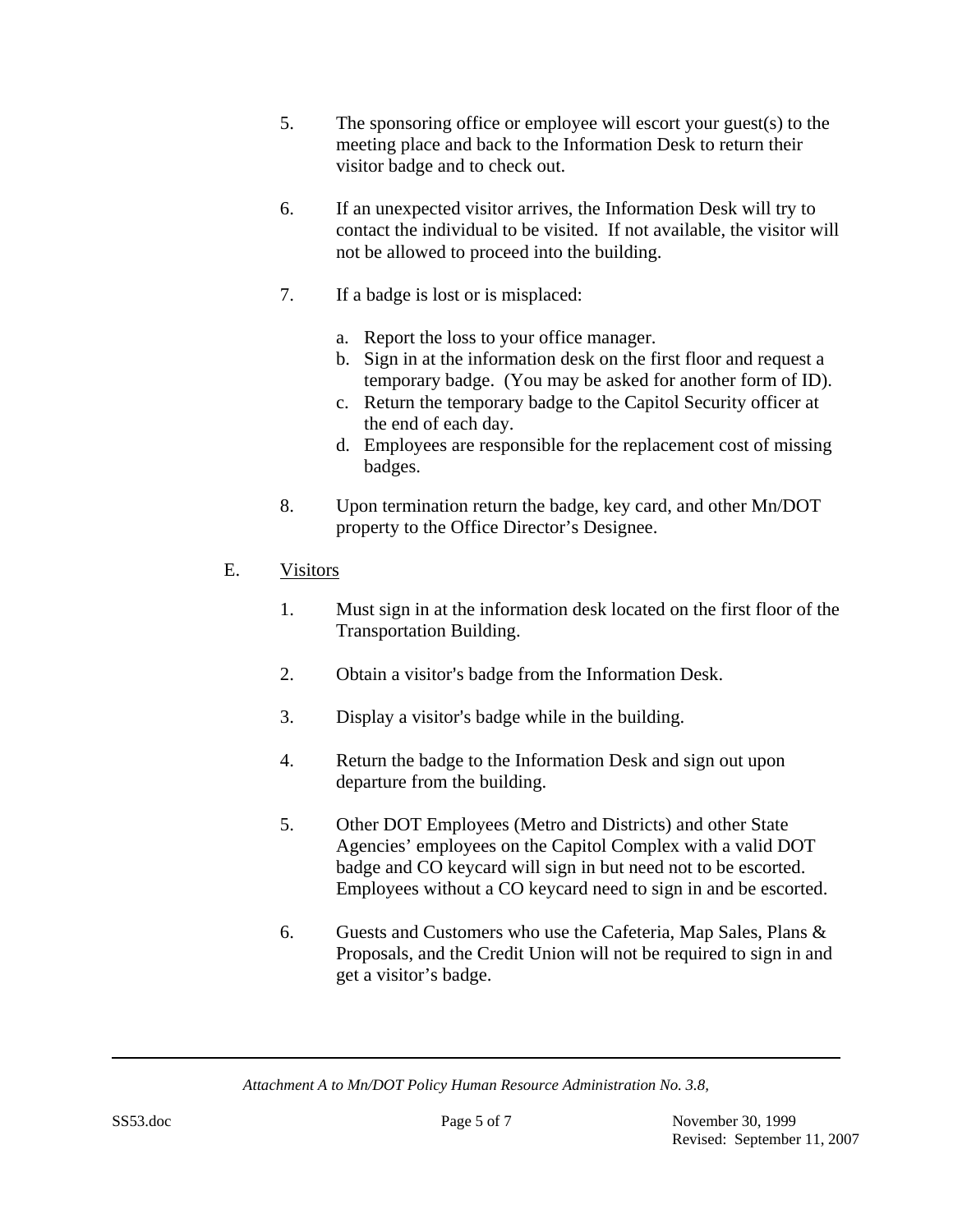5. The sponsoring office or employee will escort your guest(s) to the meeting place and back to the Information Desk to return their visitor badge and to check out.

6. If an unexpected visitor arrives, the Information Desk will try to contact the individual to be visited. If not available, the visitor will not be allowed to proceed into the building.

7. If a badge is lost or is misplaced:

   a. Report the loss to your office manager.
   b. Sign in at the information desk on the first floor and request a temporary badge. (You may be asked for another form of ID).
   c. Return the temporary badge to the Capitol Security officer at the end of each day.
   d. Employees are responsible for the replacement cost of missing badges.

8. Upon termination return the badge, key card, and other Mn/DOT property to the Office Director's Designee.

E. <u>Visitors</u>

1. Must sign in at the information desk located on the first floor of the Transportation Building.

2. Obtain a visitor's badge from the Information Desk.

3. Display a visitor's badge while in the building.

4. Return the badge to the Information Desk and sign out upon departure from the building.

5. Other DOT Employees (Metro and Districts) and other State Agencies' employees on the Capitol Complex with a valid DOT badge and CO keycard will sign in but need not to be escorted. Employees without a CO keycard need to sign in and be escorted.

6. Guests and Customers who use the Cafeteria, Map Sales, Plans & Proposals, and the Credit Union will not be required to sign in and get a visitor's badge.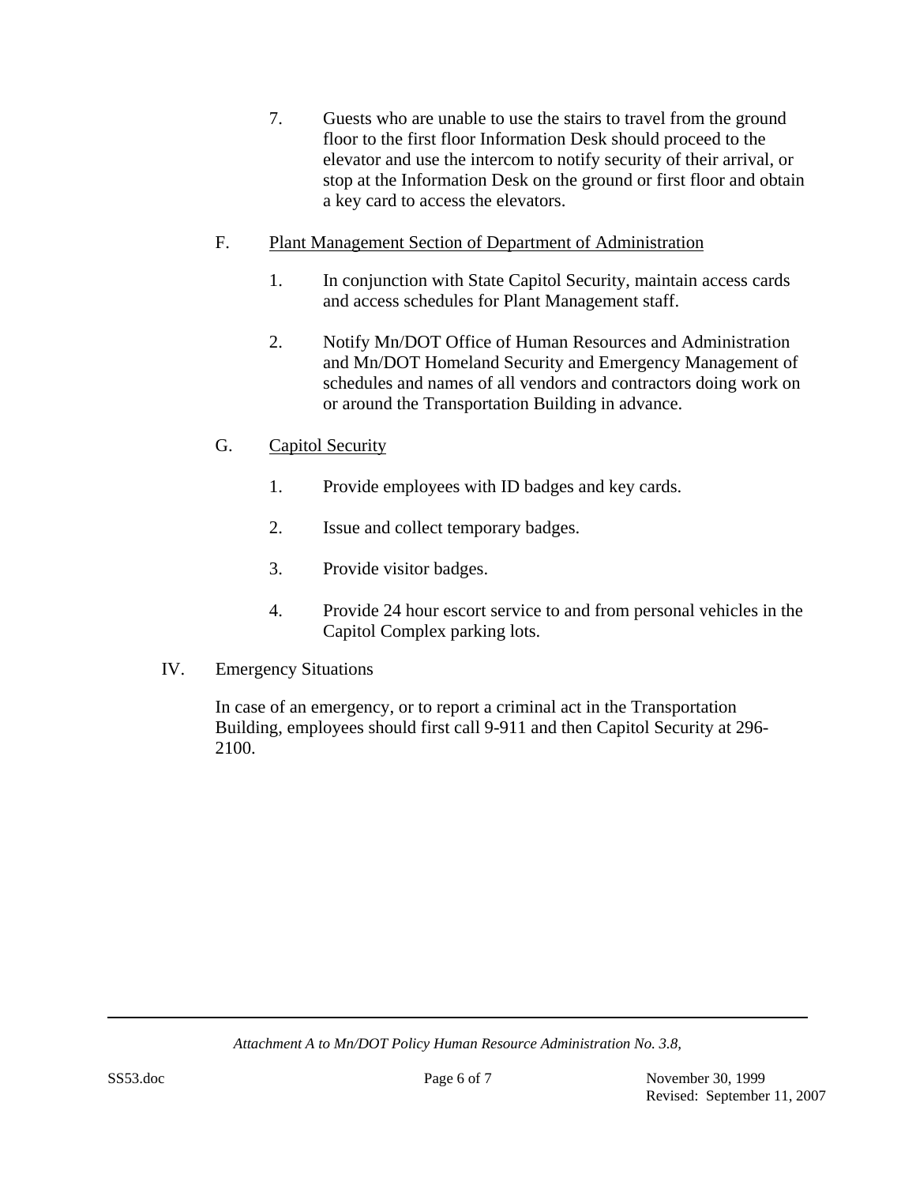7. Guests who are unable to use the stairs to travel from the ground floor to the first floor Information Desk should proceed to the elevator and use the intercom to notify security of their arrival, or stop at the Information Desk on the ground or first floor and obtain a key card to access the elevators.

F. Plant Management Section of Department of Administration

1. In conjunction with State Capitol Security, maintain access cards and access schedules for Plant Management staff.

2. Notify Mn/DOT Office of Human Resources and Administration and Mn/DOT Homeland Security and Emergency Management of schedules and names of all vendors and contractors doing work on or around the Transportation Building in advance.

G. Capitol Security

1. Provide employees with ID badges and key cards.

2. Issue and collect temporary badges.

3. Provide visitor badges.

4. Provide 24 hour escort service to and from personal vehicles in the Capitol Complex parking lots.

IV. Emergency Situations

In case of an emergency, or to report a criminal act in the Transportation Building, employees should first call 9-911 and then Capitol Security at 296-2100.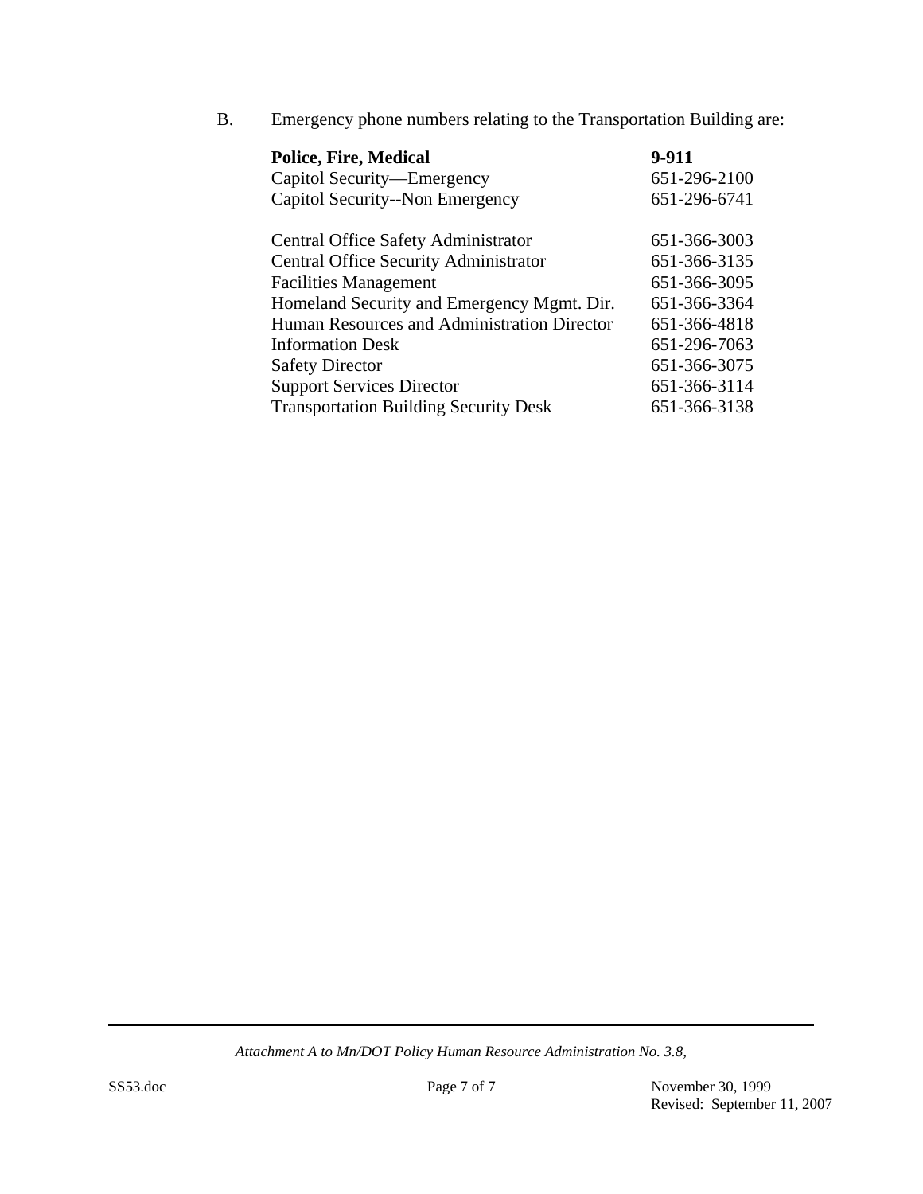B. Emergency phone numbers relating to the Transportation Building are:

| | |
|---|---|
| **Police, Fire, Medical** | **9-911** |
| Capitol Security—Emergency | 651-296-2100 |
| Capitol Security--Non Emergency | 651-296-6741 |
| Central Office Safety Administrator | 651-366-3003 |
| Central Office Security Administrator | 651-366-3135 |
| Facilities Management | 651-366-3095 |
| Homeland Security and Emergency Mgmt. Dir. | 651-366-3364 |
| Human Resources and Administration Director | 651-366-4818 |
| Information Desk | 651-296-7063 |
| Safety Director | 651-366-3075 |
| Support Services Director | 651-366-3114 |
| Transportation Building Security Desk | 651-366-3138 |